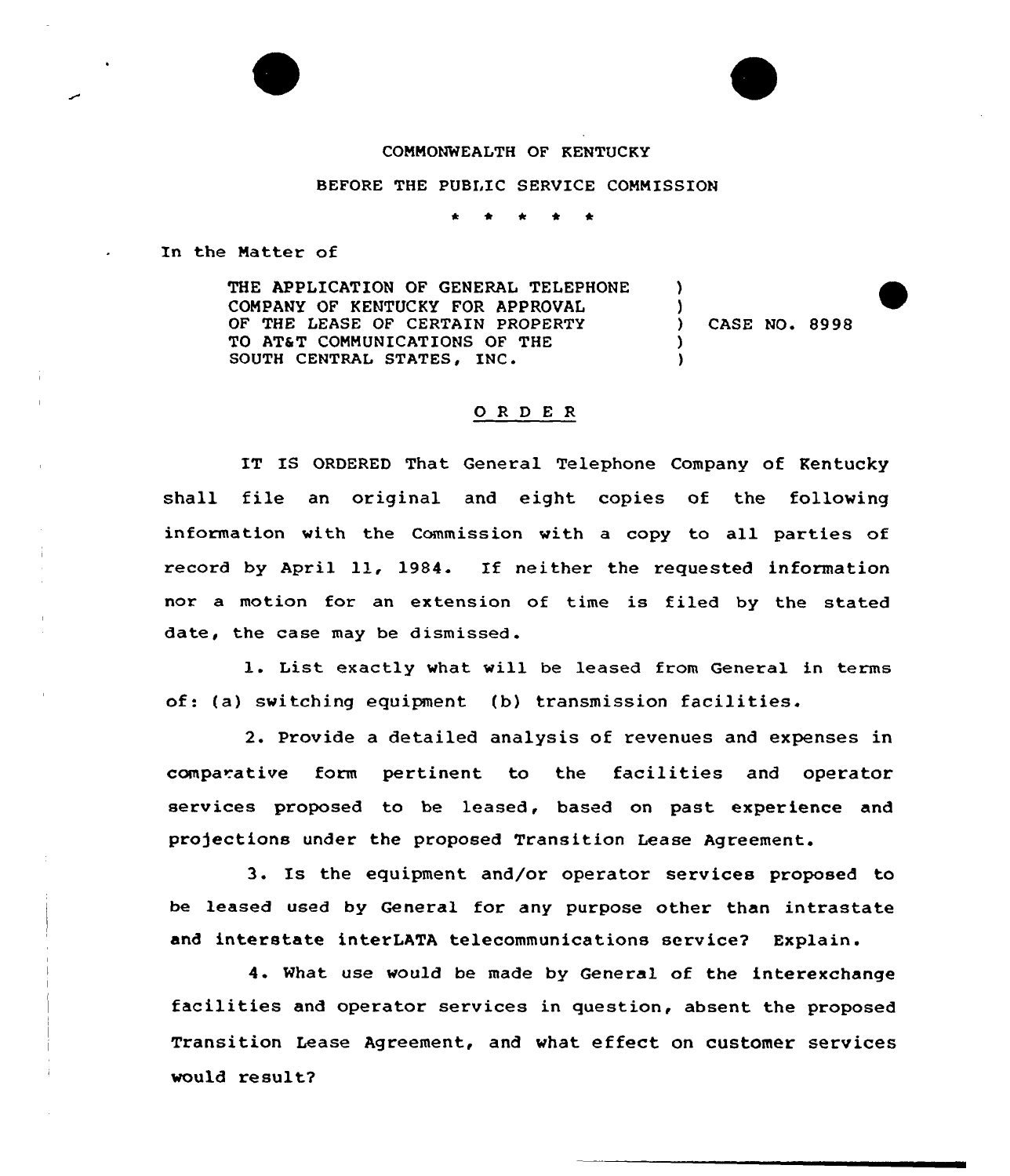COMMONWEALTH OF KENTUCKY

BEFORE THE PUBLIC SERVICE COMMISSION

\* \* \* \* \*

In the Matter of

| | | |
|---|---|---|
| THE APPLICATION OF GENERAL TELEPHONE COMPANY OF KENTUCKY FOR APPROVAL OF THE LEASE OF CERTAIN PROPERTY TO AT&T COMMUNICATIONS OF THE SOUTH CENTRAL STATES, INC. | ) | CASE NO. 8998 |

## O R D E R

IT IS ORDERED That General Telephone Company of Kentucky shall file an original and eight copies of the following information with the Commission with a copy to all parties of record by April 11, 1984. If neither the requested information nor a motion for an extension of time is filed by the stated date, the case may be dismissed.

1. List exactly what will be leased from General in terms of: (a) switching equipment (b) transmission facilities.

2. Provide a detailed analysis of revenues and expenses in comparative form pertinent to the facilities and operator services proposed to be leased, based on past experience and projections under the proposed Transition Lease Agreement.

3. Is the equipment and/or operator services proposed to be leased used by General for any purpose other than intrastate and interstate interLATA telecommunications service? Explain.

4. What use would be made by General of the interexchange facilities and operator services in question, absent the proposed Transition Lease Agreement, and what effect on customer services would result?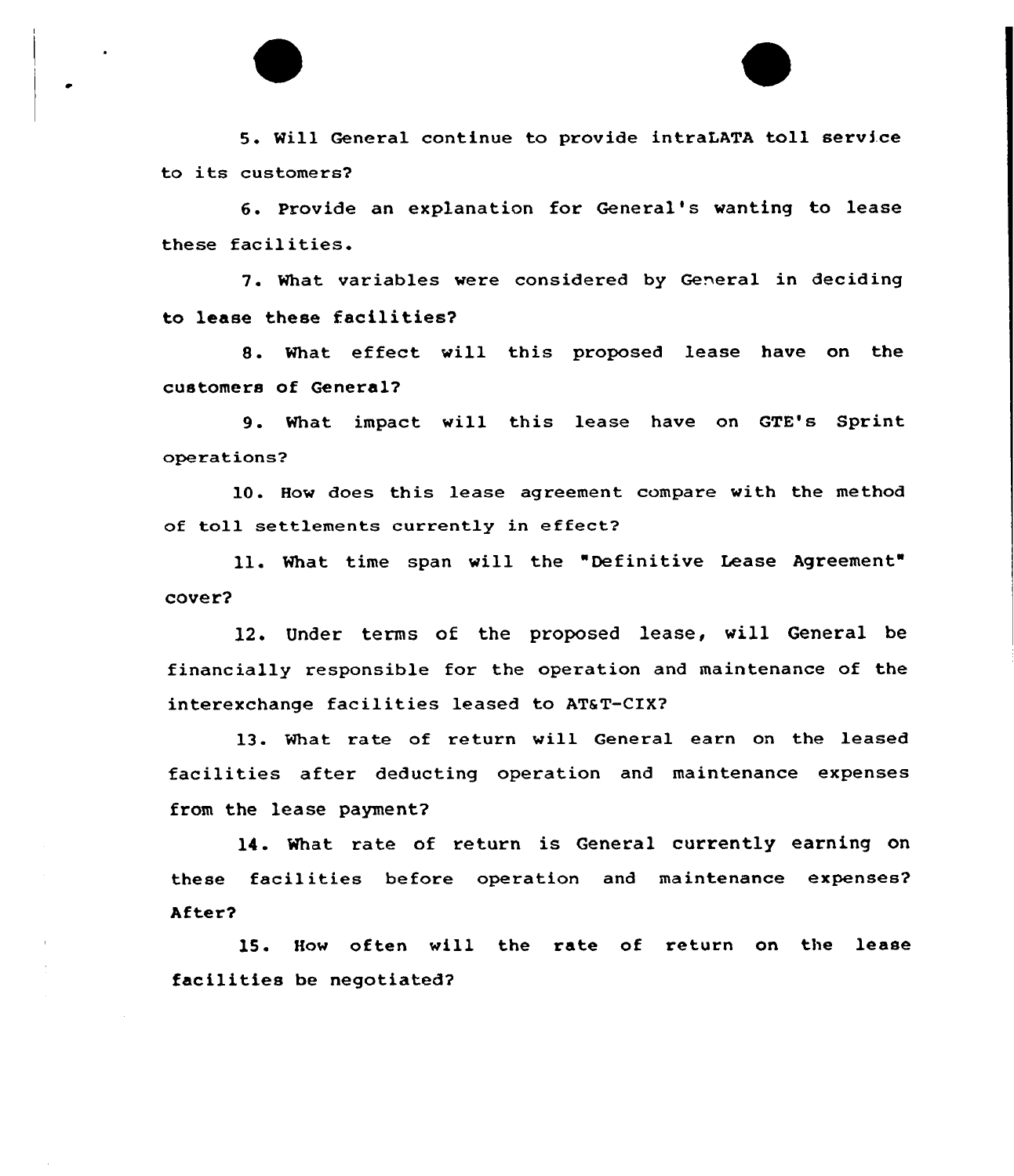5. Will General continue to provide intraLATA toll service to its customers?

6. Provide an explanation for General's wanting to lease these facilities.

7. What variables were considered by General in deciding to lease these facilities?

8. What effect will this proposed lease have on the customers of General?

9. What impact will this lease have on GTE's Sprint operations?

10. How does this lease agreement compare with the method of toll settlements currently in effect?

11. What time span will the "Definitive Lease Agreement" cover?

12. Under terms of the proposed lease, will General be financially responsible for the operation and maintenance of the interexchange facilities leased to AT&T-CIX?

13. What rate of return will General earn on the leased facilities after deducting operation and maintenance expenses from the lease payment?

14. What rate of return is General currently earning on these facilities before operation and maintenance expenses? After?

15. How often will the rate of return on the lease facilities be negotiated?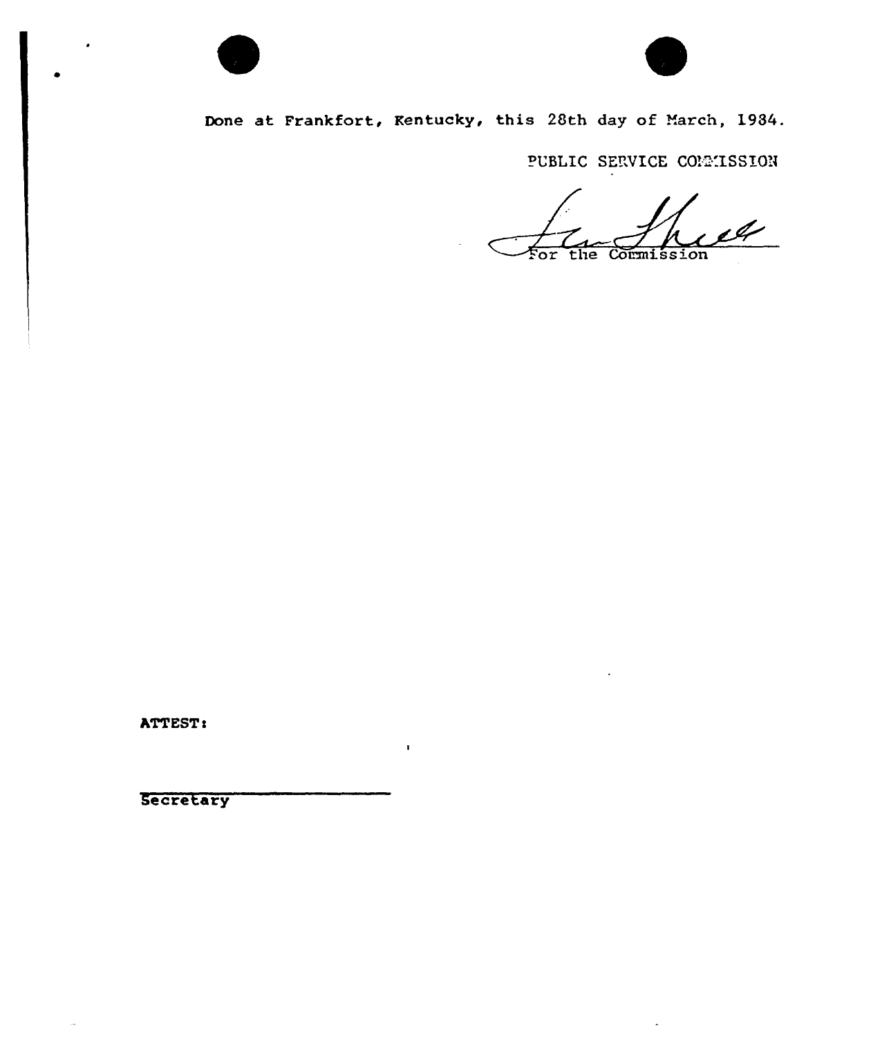Done at Frankfort, Kentucky, this 28th day of March, 1984.

PUBLIC SERVICE COMMISSION

For the Commission

ATTEST:

Secretary